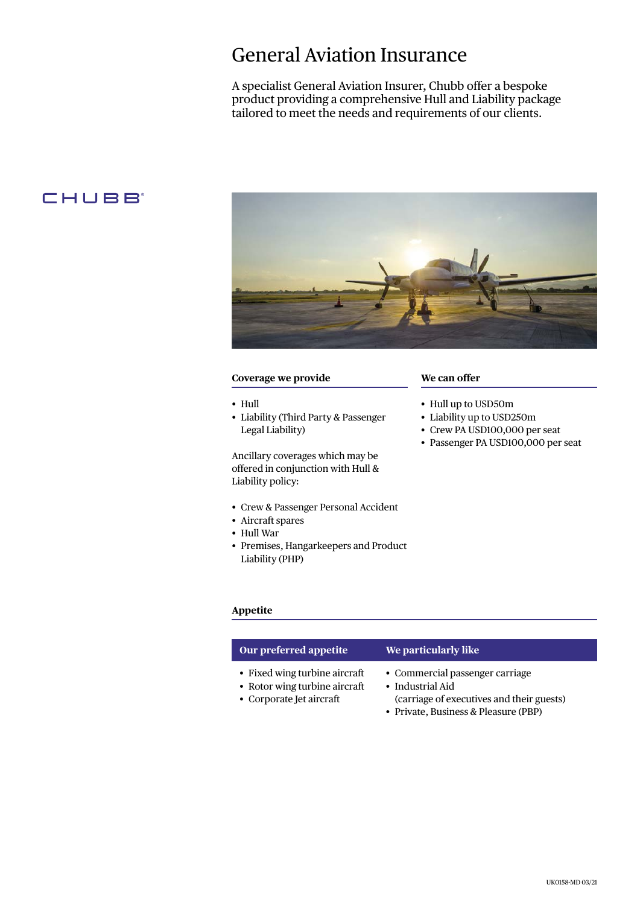# General Aviation Insurance

A specialist General Aviation Insurer, Chubb offer a bespoke product providing a comprehensive Hull and Liability package tailored to meet the needs and requirements of our clients.

CHUBB®

### Coverage we provide

- Hull
- Liability (Third Party & Passenger Legal Liability)

Ancillary coverages which may be offered in conjunction with Hull & Liability policy:

- Crew & Passenger Personal Accident
- Aircraft spares
- Hull War
- Premises, Hangarkeepers and Product Liability (PHP)

### We can offer

- Hull up to USD50m
- Liability up to USD250m
- Crew PA USD100,000 per seat
- Passenger PA USD100,000 per seat

### Appetite

| Our preferred appetite | We particularly like |
|---|---|
| • Fixed wing turbine aircraft<br>• Rotor wing turbine aircraft<br>• Corporate Jet aircraft | • Commercial passenger carriage<br>• Industrial Aid (carriage of executives and their guests)<br>• Private, Business & Pleasure (PBP) |

UK0158-MD 03/21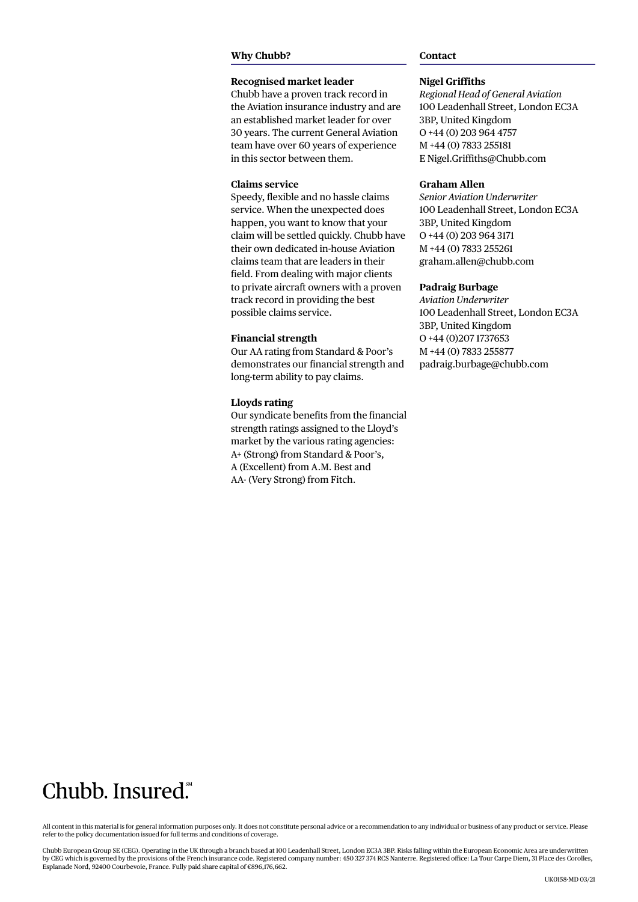## Why Chubb?

### Recognised market leader

Chubb have a proven track record in the Aviation insurance industry and are an established market leader for over 30 years. The current General Aviation team have over 60 years of experience in this sector between them.

### Claims service

Speedy, flexible and no hassle claims service. When the unexpected does happen, you want to know that your claim will be settled quickly. Chubb have their own dedicated in-house Aviation claims team that are leaders in their field. From dealing with major clients to private aircraft owners with a proven track record in providing the best possible claims service.

### Financial strength

Our AA rating from Standard & Poor's demonstrates our financial strength and long-term ability to pay claims.

### Lloyds rating

Our syndicate benefits from the financial strength ratings assigned to the Lloyd's market by the various rating agencies:
A+ (Strong) from Standard & Poor's,
A (Excellent) from A.M. Best and
AA- (Very Strong) from Fitch.

## Contact

**Nigel Griffiths**
*Regional Head of General Aviation*
100 Leadenhall Street, London EC3A 3BP, United Kingdom
O +44 (0) 203 964 4757
M +44 (0) 7833 255181
E Nigel.Griffiths@Chubb.com

**Graham Allen**
*Senior Aviation Underwriter*
100 Leadenhall Street, London EC3A 3BP, United Kingdom
O +44 (0) 203 964 3171
M +44 (0) 7833 255261
graham.allen@chubb.com

**Padraig Burbage**
*Aviation Underwriter*
100 Leadenhall Street, London EC3A 3BP, United Kingdom
O +44 (0)207 1737653
M +44 (0) 7833 255877
padraig.burbage@chubb.com

Chubb. Insured.℠

All content in this material is for general information purposes only. It does not constitute personal advice or a recommendation to any individual or business of any product or service. Please refer to the policy documentation issued for full terms and conditions of coverage.

Chubb European Group SE (CEG). Operating in the UK through a branch based at 100 Leadenhall Street, London EC3A 3BP. Risks falling within the European Economic Area are underwritten by CEG which is governed by the provisions of the French insurance code. Registered company number: 450 327 374 RCS Nanterre. Registered office: La Tour Carpe Diem, 31 Place des Corolles, Esplanade Nord, 92400 Courbevoie, France. Fully paid share capital of €896,176,662.

UK0158-MD 03/21